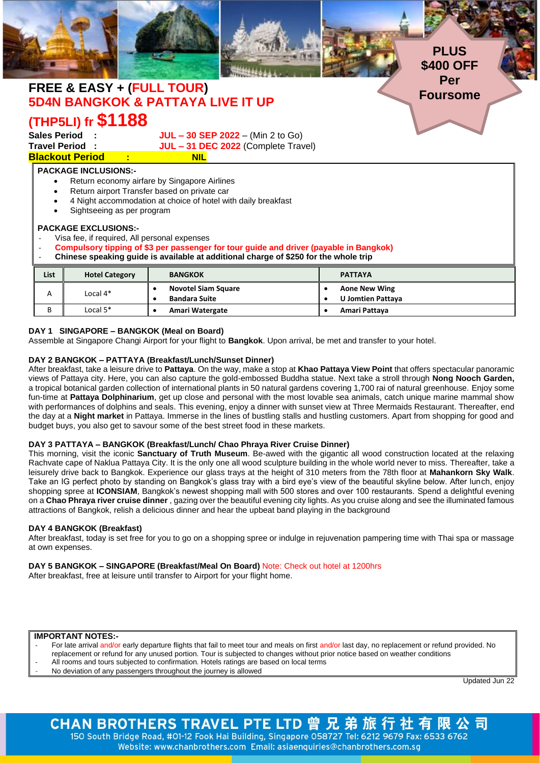PLUS $400 OFF Per Foursome

# FREE & EASY + (FULL TOUR)
# 5D4N BANGKOK & PATTAYA LIVE IT UP
# (THP5LI) fr $1188

**Sales Period :** JUL – 30 SEP 2022 – (Min 2 to Go)
**Travel Period :** JUL – 31 DEC 2022 (Complete Travel)
**Blackout Period : NIL**

**PACKAGE INCLUSIONS:-**

- Return economy airfare by Singapore Airlines
- Return airport Transfer based on private car
- 4 Night accommodation at choice of hotel with daily breakfast
- Sightseeing as per program

**PACKAGE EXCLUSIONS:-**

- Visa fee, if required, All personal expenses
- **Compulsory tipping of $3 per passenger for tour guide and driver (payable in Bangkok)**
- **Chinese speaking guide is available at additional charge of $250 for the whole trip**

| List | Hotel Category | BANGKOK | PATTAYA |
|---|---|---|---|
| A | Local 4* | • **Novotel Siam Square**<br>• **Bandara Suite** | • **Aone New Wing**<br>• **U Jomtien Pattaya** |
| B | Local 5* | • **Amari Watergate** | • **Amari Pattaya** |

**DAY 1 SINGAPORE – BANGKOK (Meal on Board)**
Assemble at Singapore Changi Airport for your flight to **Bangkok**. Upon arrival, be met and transfer to your hotel.

**DAY 2 BANGKOK – PATTAYA (Breakfast/Lunch/Sunset Dinner)**
After breakfast, take a leisure drive to **Pattaya**. On the way, make a stop at **Khao Pattaya View Point** that offers spectacular panoramic views of Pattaya city. Here, you can also capture the gold-embossed Buddha statue. Next take a stroll through **Nong Nooch Garden,** a tropical botanical garden collection of international plants in 50 natural gardens covering 1,700 rai of natural greenhouse. Enjoy some fun-time at **Pattaya Dolphinarium**, get up close and personal with the most lovable sea animals, catch unique marine mammal show with performances of dolphins and seals. This evening, enjoy a dinner with sunset view at Three Mermaids Restaurant. Thereafter, end the day at a **Night market** in Pattaya. Immerse in the lines of bustling stalls and hustling customers. Apart from shopping for good and budget buys, you also get to savour some of the best street food in these markets.

**DAY 3 PATTAYA – BANGKOK (Breakfast/Lunch/ Chao Phraya River Cruise Dinner)**
This morning, visit the iconic **Sanctuary of Truth Museum**. Be-awed with the gigantic all wood construction located at the relaxing Rachvate cape of Naklua Pattaya City. It is the only one all wood sculpture building in the whole world never to miss. Thereafter, take a leisurely drive back to Bangkok. Experience our glass trays at the height of 310 meters from the 78th floor at **Mahankorn Sky Walk**. Take an IG perfect photo by standing on Bangkok's glass tray with a bird eye's view of the beautiful skyline below. After lunch, enjoy shopping spree at **ICONSIAM**, Bangkok's newest shopping mall with 500 stores and over 100 restaurants. Spend a delightful evening on a **Chao Phraya river cruise dinner** , gazing over the beautiful evening city lights. As you cruise along and see the illuminated famous attractions of Bangkok, relish a delicious dinner and hear the upbeat band playing in the background

**DAY 4 BANGKOK (Breakfast)**
After breakfast, today is set free for you to go on a shopping spree or indulge in rejuvenation pampering time with Thai spa or massage at own expenses.

**DAY 5 BANGKOK – SINGAPORE (Breakfast/Meal On Board)** Note: Check out hotel at 1200hrs
After breakfast, free at leisure until transfer to Airport for your flight home.

**IMPORTANT NOTES:-**

- For late arrival and/or early departure flights that fail to meet tour and meals on first and/or last day, no replacement or refund provided. No replacement or refund for any unused portion. Tour is subjected to changes without prior notice based on weather conditions
- All rooms and tours subjected to confirmation. Hotels ratings are based on local terms
- No deviation of any passengers throughout the journey is allowed

Updated Jun 22

**CHAN BROTHERS TRAVEL PTE LTD 曾兄弟旅行社有限公司**
150 South Bridge Road, #01-12 Fook Hai Building, Singapore 058727 Tel: 6212 9679 Fax: 6533 6762
Website: www.chanbrothers.com Email: asiaenquiries@chanbrothers.com.sg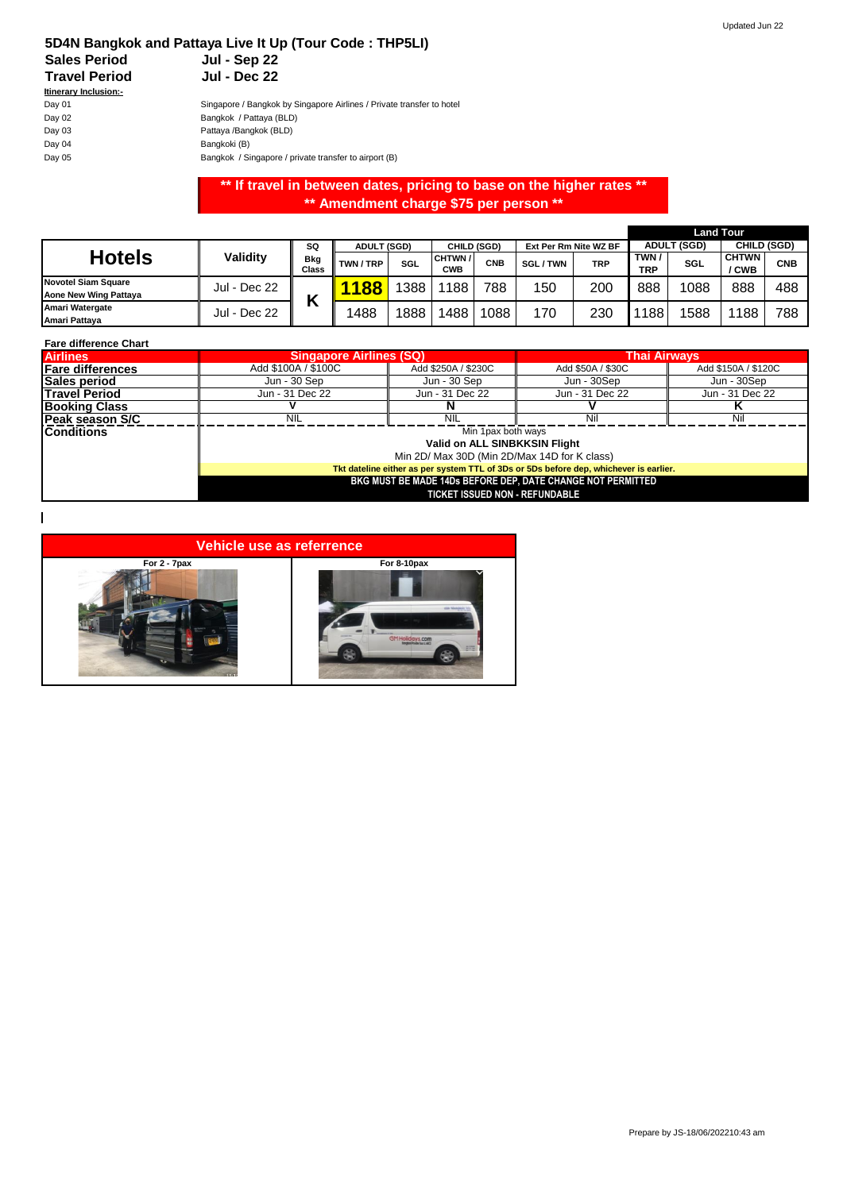Updated Jun 22

## 5D4N Bangkok and Pattaya Live It Up (Tour Code : THP5LI)

**Sales Period** Jul - Sep 22
**Travel Period** Jul - Dec 22

**Itinerary Inclusion:-**

| | |
|---|---|
| Day 01 | Singapore / Bangkok by Singapore Airlines / Private transfer to hotel |
| Day 02 | Bangkok / Pattaya (BLD) |
| Day 03 | Pattaya /Bangkok (BLD) |
| Day 04 | Bangkoki (B) |
| Day 05 | Bangkok / Singapore / private transfer to airport (B) |

**\*\* If travel in between dates, pricing to base on the higher rates \*\***
**\*\* Amendment charge $75 per person \*\***

| Hotels | Validity | SQ Bkg Class | ADULT (SGD) | | CHILD (SGD) | | Ext Per Rm Nite WZ BF | | Land Tour ADULT (SGD) | | Land Tour CHILD (SGD) | |
|---|---|---|---|---|---|---|---|---|---|---|---|---|
| | | | TWN / TRP | SGL | CHTWN / CWB | CNB | SGL / TWN | TRP | TWN / TRP | SGL | CHTWN / CWB | CNB |
| Novotel Siam Square / Aone New Wing Pattaya | Jul - Dec 22 | K | **1188** | 1388 | 1188 | 788 | 150 | 200 | 888 | 1088 | 888 | 488 |
| Amari Watergate / Amari Pattaya | Jul - Dec 22 | K | 1488 | 1888 | 1488 | 1088 | 170 | 230 | 1188 | 1588 | 1188 | 788 |

**Fare difference Chart**

| Airlines | Singapore Airlines (SQ) | | Thai Airways | |
|---|---|---|---|---|
| Fare differences | Add $100A / $100C | Add $250A / $230C | Add $50A / $30C | Add $150A / $120C |
| Sales period | Jun - 30 Sep | Jun - 30 Sep | Jun - 30Sep | Jun - 30Sep |
| Travel Period | Jun - 31 Dec 22 | Jun - 31 Dec 22 | Jun - 31 Dec 22 | Jun - 31 Dec 22 |
| Booking Class | V | N | V | K |
| Peak season S/C | NIL | NIL | Nil | Nil |
| Conditions | Min 1pax both ways | | | |
| | **Valid on ALL SINBKKSIN Flight** | | | |
| | Min 2D/ Max 30D (Min 2D/Max 14D for K class) | | | |
| | **Tkt dateline either as per system TTL of 3Ds or 5Ds before dep, whichever is earlier.** | | | |
| | **BKG MUST BE MADE 14Ds BEFORE DEP, DATE CHANGE NOT PERMITTED** | | | |
| | **TICKET ISSUED NON - REFUNDABLE** | | | |

**Vehicle use as referrence**

| For 2 - 7pax | For 8-10pax |
|---|---|

Prepare by JS-18/06/202210:43 am